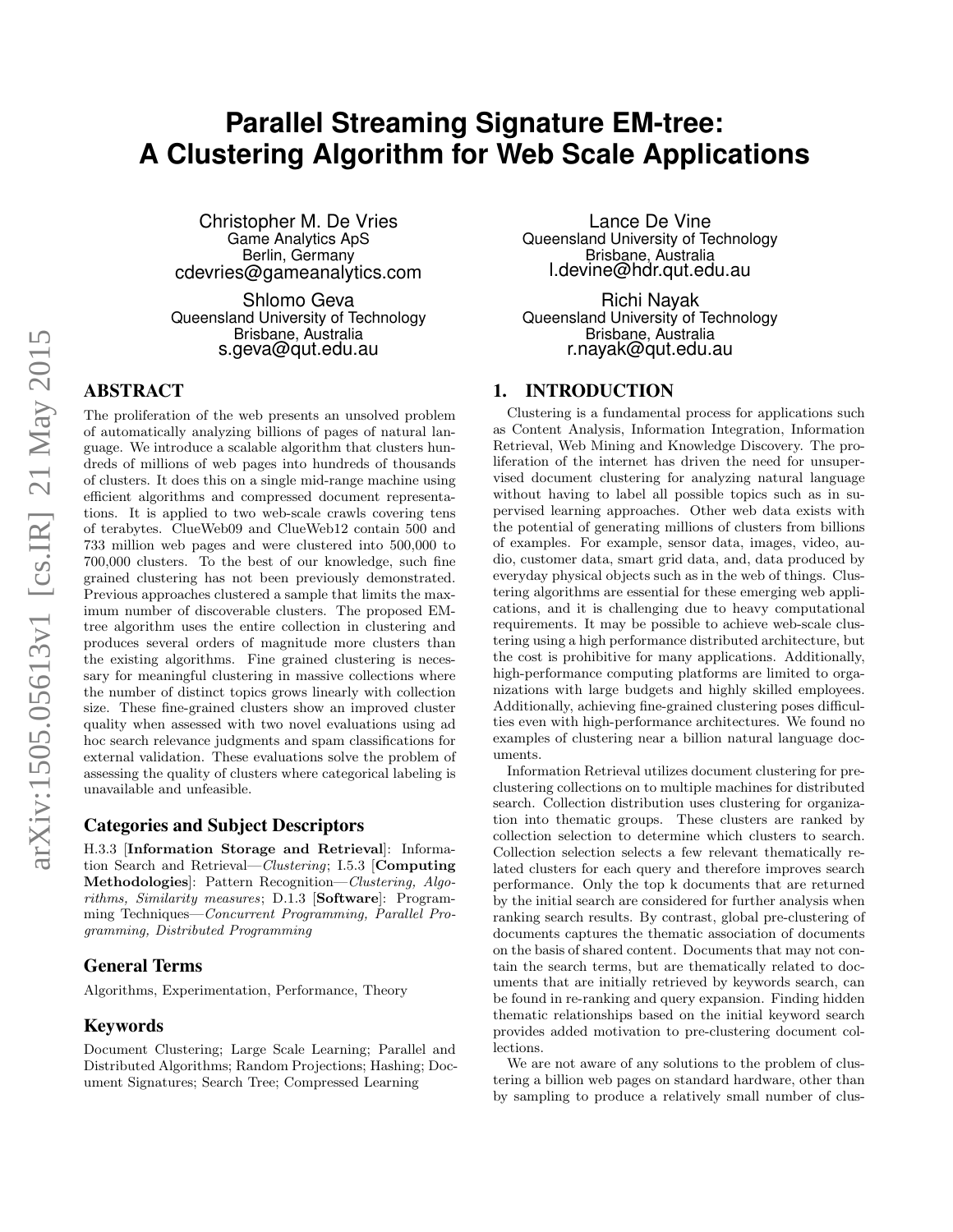# Parallel Streaming Signature EM-tree: A Clustering Algorithm for Web Scale Applications

Christopher M. De Vries
Game Analytics ApS
Berlin, Germany
cdevries@gameanalytics.com

Lance De Vine
Queensland University of Technology
Brisbane, Australia
l.devine@hdr.qut.edu.au

Shlomo Geva
Queensland University of Technology
Brisbane, Australia
s.geva@qut.edu.au

Richi Nayak
Queensland University of Technology
Brisbane, Australia
r.nayak@qut.edu.au

## ABSTRACT

The proliferation of the web presents an unsolved problem of automatically analyzing billions of pages of natural language. We introduce a scalable algorithm that clusters hundreds of millions of web pages into hundreds of thousands of clusters. It does this on a single mid-range machine using efficient algorithms and compressed document representations. It is applied to two web-scale crawls covering tens of terabytes. ClueWeb09 and ClueWeb12 contain 500 and 733 million web pages and were clustered into 500,000 to 700,000 clusters. To the best of our knowledge, such fine grained clustering has not been previously demonstrated. Previous approaches clustered a sample that limits the maximum number of discoverable clusters. The proposed EM-tree algorithm uses the entire collection in clustering and produces several orders of magnitude more clusters than the existing algorithms. Fine grained clustering is necessary for meaningful clustering in massive collections where the number of distinct topics grows linearly with collection size. These fine-grained clusters show an improved cluster quality when assessed with two novel evaluations using ad hoc search relevance judgments and spam classifications for external validation. These evaluations solve the problem of assessing the quality of clusters where categorical labeling is unavailable and unfeasible.

### Categories and Subject Descriptors

H.3.3 [**Information Storage and Retrieval**]: Information Search and Retrieval—*Clustering*; I.5.3 [**Computing Methodologies**]: Pattern Recognition—*Clustering, Algorithms, Similarity measures*; D.1.3 [**Software**]: Programming Techniques—*Concurrent Programming, Parallel Programming, Distributed Programming*

### General Terms

Algorithms, Experimentation, Performance, Theory

### Keywords

Document Clustering; Large Scale Learning; Parallel and Distributed Algorithms; Random Projections; Hashing; Document Signatures; Search Tree; Compressed Learning

## 1. INTRODUCTION

Clustering is a fundamental process for applications such as Content Analysis, Information Integration, Information Retrieval, Web Mining and Knowledge Discovery. The proliferation of the internet has driven the need for unsupervised document clustering for analyzing natural language without having to label all possible topics such as in supervised learning approaches. Other web data exists with the potential of generating millions of clusters from billions of examples. For example, sensor data, images, video, audio, customer data, smart grid data, and, data produced by everyday physical objects such as in the web of things. Clustering algorithms are essential for these emerging web applications, and it is challenging due to heavy computational requirements. It may be possible to achieve web-scale clustering using a high performance distributed architecture, but the cost is prohibitive for many applications. Additionally, high-performance computing platforms are limited to organizations with large budgets and highly skilled employees. Additionally, achieving fine-grained clustering poses difficulties even with high-performance architectures. We found no examples of clustering near a billion natural language documents.

Information Retrieval utilizes document clustering for pre-clustering collections on to multiple machines for distributed search. Collection distribution uses clustering for organization into thematic groups. These clusters are ranked by collection selection to determine which clusters to search. Collection selection selects a few relevant thematically related clusters for each query and therefore improves search performance. Only the top k documents that are returned by the initial search are considered for further analysis when ranking search results. By contrast, global pre-clustering of documents captures the thematic association of documents on the basis of shared content. Documents that may not contain the search terms, but are thematically related to documents that are initially retrieved by keywords search, can be found in re-ranking and query expansion. Finding hidden thematic relationships based on the initial keyword search provides added motivation to pre-clustering document collections.

We are not aware of any solutions to the problem of clustering a billion web pages on standard hardware, other than by sampling to produce a relatively small number of clus-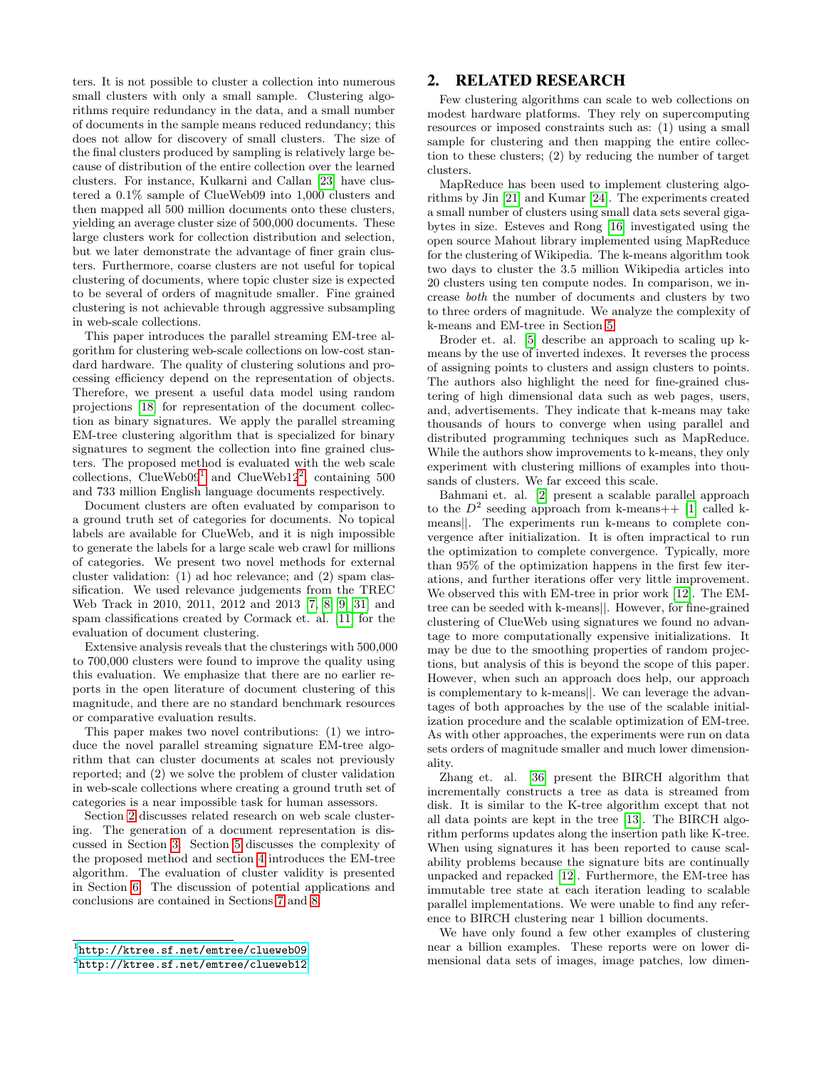ters. It is not possible to cluster a collection into numerous small clusters with only a small sample. Clustering algorithms require redundancy in the data, and a small number of documents in the sample means reduced redundancy; this does not allow for discovery of small clusters. The size of the final clusters produced by sampling is relatively large because of distribution of the entire collection over the learned clusters. For instance, Kulkarni and Callan [23] have clustered a 0.1% sample of ClueWeb09 into 1,000 clusters and then mapped all 500 million documents onto these clusters, yielding an average cluster size of 500,000 documents. These large clusters work for collection distribution and selection, but we later demonstrate the advantage of finer grain clusters. Furthermore, coarse clusters are not useful for topical clustering of documents, where topic cluster size is expected to be several of orders of magnitude smaller. Fine grained clustering is not achievable through aggressive subsampling in web-scale collections.

This paper introduces the parallel streaming EM-tree algorithm for clustering web-scale collections on low-cost standard hardware. The quality of clustering solutions and processing efficiency depend on the representation of objects. Therefore, we present a useful data model using random projections [18] for representation of the document collection as binary signatures. We apply the parallel streaming EM-tree clustering algorithm that is specialized for binary signatures to segment the collection into fine grained clusters. The proposed method is evaluated with the web scale collections, ClueWeb09[1] and ClueWeb12[2], containing 500 and 733 million English language documents respectively.

Document clusters are often evaluated by comparison to a ground truth set of categories for documents. No topical labels are available for ClueWeb, and it is nigh impossible to generate the labels for a large scale web crawl for millions of categories. We present two novel methods for external cluster validation: (1) ad hoc relevance; and (2) spam classification. We used relevance judgements from the TREC Web Track in 2010, 2011, 2012 and 2013 [7, 8, 9, 31] and spam classifications created by Cormack et. al. [11] for the evaluation of document clustering.

Extensive analysis reveals that the clusterings with 500,000 to 700,000 clusters were found to improve the quality using this evaluation. We emphasize that there are no earlier reports in the open literature of document clustering of this magnitude, and there are no standard benchmark resources or comparative evaluation results.

This paper makes two novel contributions: (1) we introduce the novel parallel streaming signature EM-tree algorithm that can cluster documents at scales not previously reported; and (2) we solve the problem of cluster validation in web-scale collections where creating a ground truth set of categories is a near impossible task for human assessors.

Section 2 discusses related research on web scale clustering. The generation of a document representation is discussed in Section 3. Section 5 discusses the complexity of the proposed method and section 4 introduces the EM-tree algorithm. The evaluation of cluster validity is presented in Section 6. The discussion of potential applications and conclusions are contained in Sections 7 and 8.

[1] http://ktree.sf.net/emtree/clueweb09

[2] http://ktree.sf.net/emtree/clueweb12

## 2. RELATED RESEARCH

Few clustering algorithms can scale to web collections on modest hardware platforms. They rely on supercomputing resources or imposed constraints such as: (1) using a small sample for clustering and then mapping the entire collection to these clusters; (2) by reducing the number of target clusters.

MapReduce has been used to implement clustering algorithms by Jin [21] and Kumar [24]. The experiments created a small number of clusters using small data sets several gigabytes in size. Esteves and Rong [16] investigated using the open source Mahout library implemented using MapReduce for the clustering of Wikipedia. The k-means algorithm took two days to cluster the 3.5 million Wikipedia articles into 20 clusters using ten compute nodes. In comparison, we increase *both* the number of documents and clusters by two to three orders of magnitude. We analyze the complexity of k-means and EM-tree in Section 5.

Broder et. al. [5] describe an approach to scaling up k-means by the use of inverted indexes. It reverses the process of assigning points to clusters and assign clusters to points. The authors also highlight the need for fine-grained clustering of high dimensional data such as web pages, users, and, advertisements. They indicate that k-means may take thousands of hours to converge when using parallel and distributed programming techniques such as MapReduce. While the authors show improvements to k-means, they only experiment with clustering millions of examples into thousands of clusters. We far exceed this scale.

Bahmani et. al. [2] present a scalable parallel approach to the $D^2$ seeding approach from k-means++ [1] called k-means||. The experiments run k-means to complete convergence after initialization. It is often impractical to run the optimization to complete convergence. Typically, more than 95% of the optimization happens in the first few iterations, and further iterations offer very little improvement. We observed this with EM-tree in prior work [12]. The EM-tree can be seeded with k-means||. However, for fine-grained clustering of ClueWeb using signatures we found no advantage to more computationally expensive initializations. It may be due to the smoothing properties of random projections, but analysis of this is beyond the scope of this paper. However, when such an approach does help, our approach is complementary to k-means||. We can leverage the advantages of both approaches by the use of the scalable initialization procedure and the scalable optimization of EM-tree. As with other approaches, the experiments were run on data sets orders of magnitude smaller and much lower dimensionality.

Zhang et. al. [36] present the BIRCH algorithm that incrementally constructs a tree as data is streamed from disk. It is similar to the K-tree algorithm except that not all data points are kept in the tree [13]. The BIRCH algorithm performs updates along the insertion path like K-tree. When using signatures it has been reported to cause scalability problems because the signature bits are continually unpacked and repacked [12]. Furthermore, the EM-tree has immutable tree state at each iteration leading to scalable parallel implementations. We were unable to find any reference to BIRCH clustering near 1 billion documents.

We have only found a few other examples of clustering near a billion examples. These reports were on lower dimensional data sets of images, image patches, low dimen-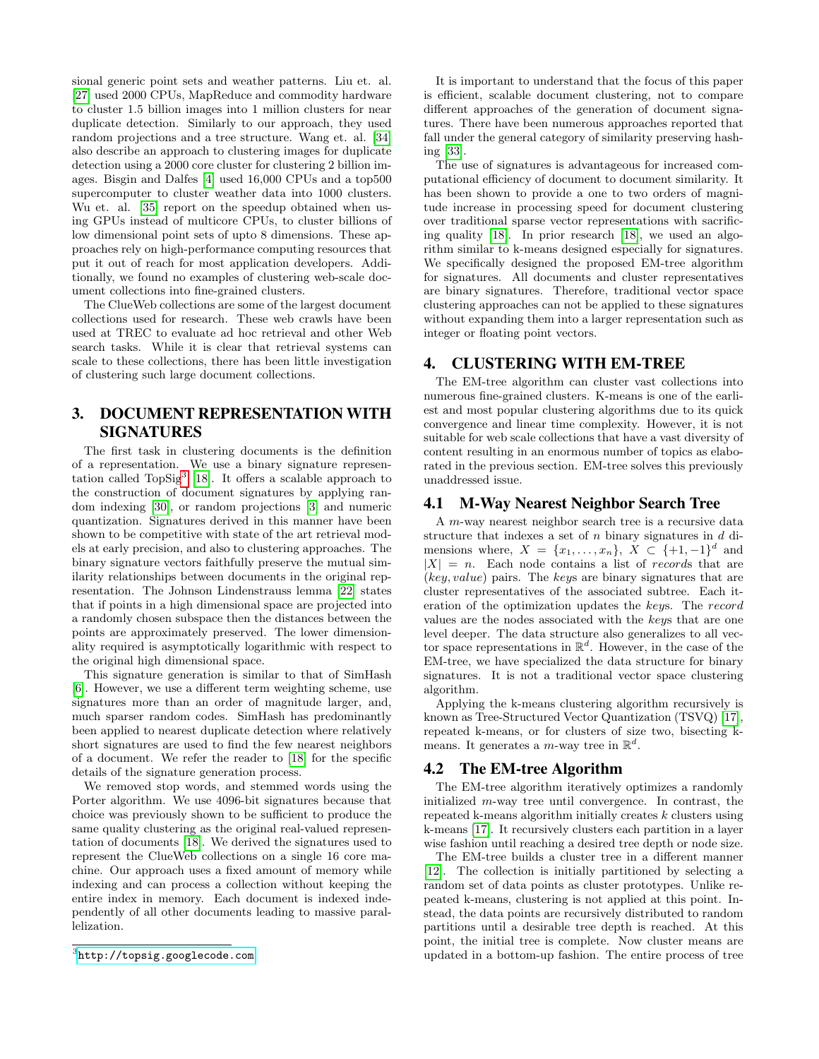sional generic point sets and weather patterns. Liu et. al. [27] used 2000 CPUs, MapReduce and commodity hardware to cluster 1.5 billion images into 1 million clusters for near duplicate detection. Similarly to our approach, they used random projections and a tree structure. Wang et. al. [34] also describe an approach to clustering images for duplicate detection using a 2000 core cluster for clustering 2 billion images. Bisgin and Dalfes [4] used 16,000 CPUs and a top500 supercomputer to cluster weather data into 1000 clusters. Wu et. al. [35] report on the speedup obtained when using GPUs instead of multicore CPUs, to cluster billions of low dimensional point sets of upto 8 dimensions. These approaches rely on high-performance computing resources that put it out of reach for most application developers. Additionally, we found no examples of clustering web-scale document collections into fine-grained clusters.

The ClueWeb collections are some of the largest document collections used for research. These web crawls have been used at TREC to evaluate ad hoc retrieval and other Web search tasks. While it is clear that retrieval systems can scale to these collections, there has been little investigation of clustering such large document collections.

## 3. DOCUMENT REPRESENTATION WITH SIGNATURES

The first task in clustering documents is the definition of a representation. We use a binary signature representation called TopSig[3] [18]. It offers a scalable approach to the construction of document signatures by applying random indexing [30], or random projections [3] and numeric quantization. Signatures derived in this manner have been shown to be competitive with state of the art retrieval models at early precision, and also to clustering approaches. The binary signature vectors faithfully preserve the mutual similarity relationships between documents in the original representation. The Johnson Lindenstrauss lemma [22] states that if points in a high dimensional space are projected into a randomly chosen subspace then the distances between the points are approximately preserved. The lower dimensionality required is asymptotically logarithmic with respect to the original high dimensional space.

This signature generation is similar to that of SimHash [6]. However, we use a different term weighting scheme, use signatures more than an order of magnitude larger, and, much sparser random codes. SimHash has predominantly been applied to nearest duplicate detection where relatively short signatures are used to find the few nearest neighbors of a document. We refer the reader to [18] for the specific details of the signature generation process.

We removed stop words, and stemmed words using the Porter algorithm. We use 4096-bit signatures because that choice was previously shown to be sufficient to produce the same quality clustering as the original real-valued representation of documents [18]. We derived the signatures used to represent the ClueWeb collections on a single 16 core machine. Our approach uses a fixed amount of memory while indexing and can process a collection without keeping the entire index in memory. Each document is indexed independently of all other documents leading to massive parallelization.

[3] http://topsig.googlecode.com

It is important to understand that the focus of this paper is efficient, scalable document clustering, not to compare different approaches of the generation of document signatures. There have been numerous approaches reported that fall under the general category of similarity preserving hashing [33].

The use of signatures is advantageous for increased computational efficiency of document to document similarity. It has been shown to provide a one to two orders of magnitude increase in processing speed for document clustering over traditional sparse vector representations with sacrificing quality [18]. In prior research [18], we used an algorithm similar to k-means designed especially for signatures. We specifically designed the proposed EM-tree algorithm for signatures. All documents and cluster representatives are binary signatures. Therefore, traditional vector space clustering approaches can not be applied to these signatures without expanding them into a larger representation such as integer or floating point vectors.

## 4. CLUSTERING WITH EM-TREE

The EM-tree algorithm can cluster vast collections into numerous fine-grained clusters. K-means is one of the earliest and most popular clustering algorithms due to its quick convergence and linear time complexity. However, it is not suitable for web scale collections that have a vast diversity of content resulting in an enormous number of topics as elaborated in the previous section. EM-tree solves this previously unaddressed issue.

### 4.1 M-Way Nearest Neighbor Search Tree

A $m$-way nearest neighbor search tree is a recursive data structure that indexes a set of $n$ binary signatures in $d$ dimensions where, $X = \{x_1, \ldots, x_n\}$, $X \subset \{+1, -1\}^d$ and $|X| = n$. Each node contains a list of *record*s that are (*key*, *value*) pairs. The *key*s are binary signatures that are cluster representatives of the associated subtree. Each iteration of the optimization updates the *keys*. The *record* values are the nodes associated with the *keys* that are one level deeper. The data structure also generalizes to all vector space representations in $\mathbb{R}^d$. However, in the case of the EM-tree, we have specialized the data structure for binary signatures. It is not a traditional vector space clustering algorithm.

Applying the k-means clustering algorithm recursively is known as Tree-Structured Vector Quantization (TSVQ) [17], repeated k-means, or for clusters of size two, bisecting k-means. It generates a $m$-way tree in $\mathbb{R}^d$.

### 4.2 The EM-tree Algorithm

The EM-tree algorithm iteratively optimizes a randomly initialized $m$-way tree until convergence. In contrast, the repeated k-means algorithm initially creates $k$ clusters using k-means [17]. It recursively clusters each partition in a layer wise fashion until reaching a desired tree depth or node size.

The EM-tree builds a cluster tree in a different manner [12]. The collection is initially partitioned by selecting a random set of data points as cluster prototypes. Unlike repeated k-means, clustering is not applied at this point. Instead, the data points are recursively distributed to random partitions until a desirable tree depth is reached. At this point, the initial tree is complete. Now cluster means are updated in a bottom-up fashion. The entire process of tree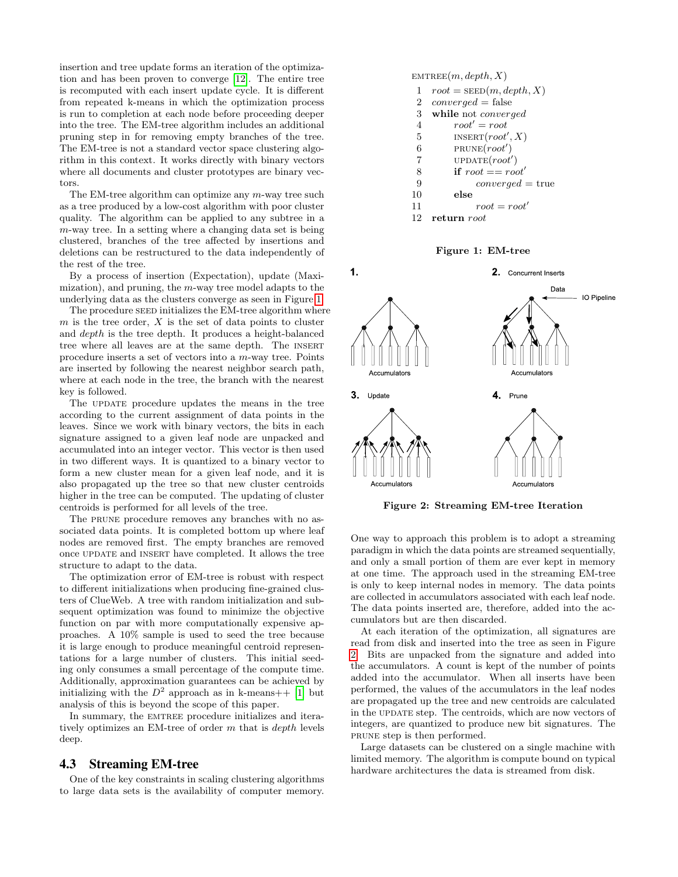insertion and tree update forms an iteration of the optimization and has been proven to converge [12]. The entire tree is recomputed with each insert update cycle. It is different from repeated k-means in which the optimization process is run to completion at each node before proceeding deeper into the tree. The EM-tree algorithm includes an additional pruning step in for removing empty branches of the tree. The EM-tree is not a standard vector space clustering algorithm in this context. It works directly with binary vectors where all documents and cluster prototypes are binary vectors.

The EM-tree algorithm can optimize any $m$-way tree such as a tree produced by a low-cost algorithm with poor cluster quality. The algorithm can be applied to any subtree in a $m$-way tree. In a setting where a changing data set is being clustered, branches of the tree affected by insertions and deletions can be restructured to the data independently of the rest of the tree.

By a process of insertion (Expectation), update (Maximization), and pruning, the $m$-way tree model adapts to the underlying data as the clusters converge as seen in Figure 1.

The procedure SEED initializes the EM-tree algorithm where $m$ is the tree order, $X$ is the set of data points to cluster and $depth$ is the tree depth. It produces a height-balanced tree where all leaves are at the same depth. The INSERT procedure inserts a set of vectors into a $m$-way tree. Points are inserted by following the nearest neighbor search path, where at each node in the tree, the branch with the nearest key is followed.

The UPDATE procedure updates the means in the tree according to the current assignment of data points in the leaves. Since we work with binary vectors, the bits in each signature assigned to a given leaf node are unpacked and accumulated into an integer vector. This vector is then used in two different ways. It is quantized to a binary vector to form a new cluster mean for a given leaf node, and it is also propagated up the tree so that new cluster centroids higher in the tree can be computed. The updating of cluster centroids is performed for all levels of the tree.

The PRUNE procedure removes any branches with no associated data points. It is completed bottom up where leaf nodes are removed first. The empty branches are removed once UPDATE and INSERT have completed. It allows the tree structure to adapt to the data.

The optimization error of EM-tree is robust with respect to different initializations when producing fine-grained clusters of ClueWeb. A tree with random initialization and subsequent optimization was found to minimize the objective function on par with more computationally expensive approaches. A 10% sample is used to seed the tree because it is large enough to produce meaningful centroid representations for a large number of clusters. This initial seeding only consumes a small percentage of the compute time. Additionally, approximation guarantees can be achieved by initializing with the $D^2$ approach as in k-means++ [1] but analysis of this is beyond the scope of this paper.

In summary, the EMTREE procedure initializes and iteratively optimizes an EM-tree of order $m$ that is $depth$ levels deep.

```
EMTREE(m, depth, X)
 1  root = SEED(m, depth, X)
 2  converged = false
 3  while not converged
 4      root' = root
 5      INSERT(root', X)
 6      PRUNE(root')
 7      UPDATE(root')
 8      if root == root'
 9          converged = true
10      else
11          root = root'
12  return root
```

**Figure 1: EM-tree**

1.
Accumulators

2. Concurrent Inserts
Data
IO Pipeline
Accumulators

3. Update
Accumulators

4. Prune
Accumulators

**Figure 2: Streaming EM-tree Iteration**

## 4.3 Streaming EM-tree

One of the key constraints in scaling clustering algorithms to large data sets is the availability of computer memory. One way to approach this problem is to adopt a streaming paradigm in which the data points are streamed sequentially, and only a small portion of them are ever kept in memory at one time. The approach used in the streaming EM-tree is only to keep internal nodes in memory. The data points are collected in accumulators associated with each leaf node. The data points inserted are, therefore, added into the accumulators but are then discarded.

At each iteration of the optimization, all signatures are read from disk and inserted into the tree as seen in Figure 2. Bits are unpacked from the signature and added into the accumulators. A count is kept of the number of points added into the accumulator. When all inserts have been performed, the values of the accumulators in the leaf nodes are propagated up the tree and new centroids are calculated in the UPDATE step. The centroids, which are now vectors of integers, are quantized to produce new bit signatures. The PRUNE step is then performed.

Large datasets can be clustered on a single machine with limited memory. The algorithm is compute bound on typical hardware architectures the data is streamed from disk.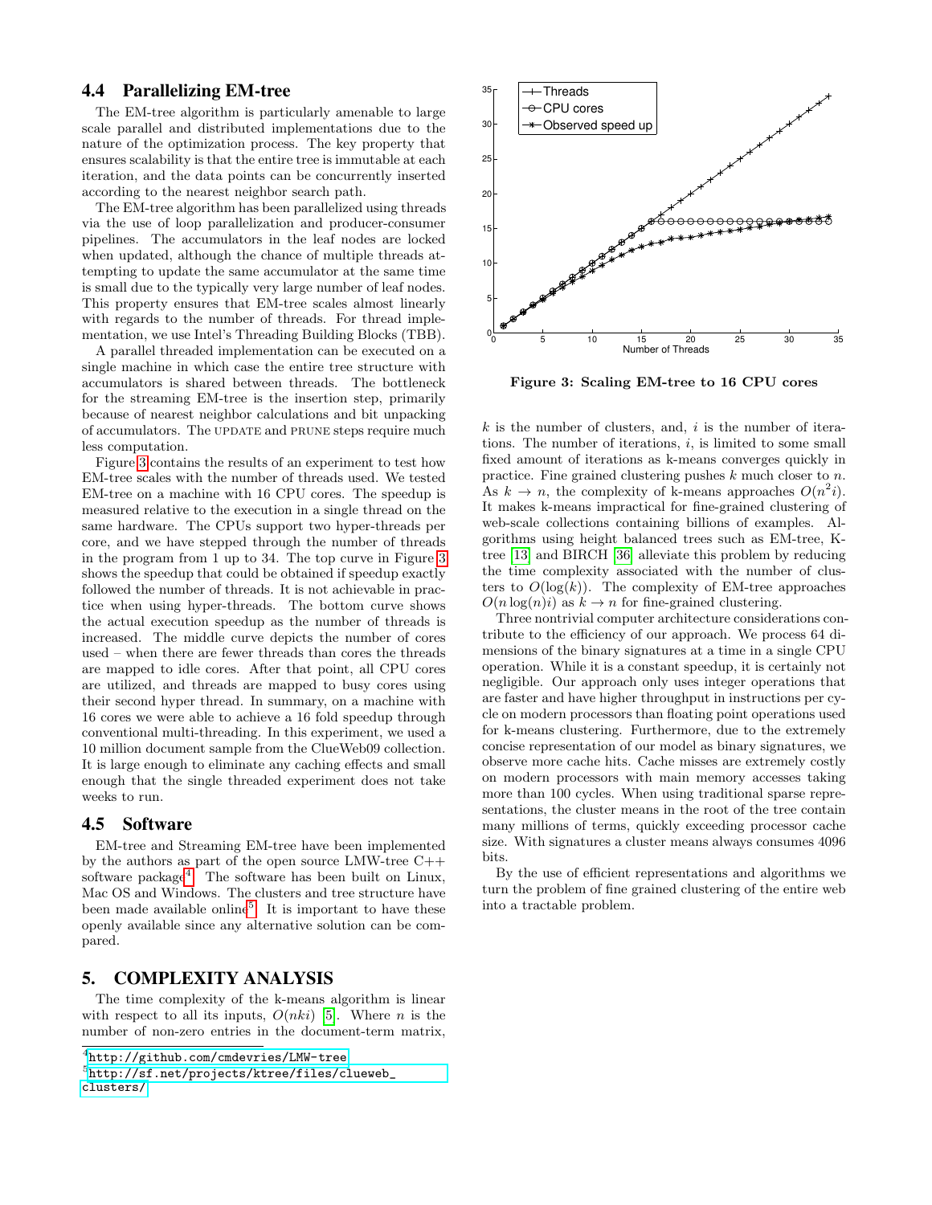### 4.4 Parallelizing EM-tree

The EM-tree algorithm is particularly amenable to large scale parallel and distributed implementations due to the nature of the optimization process. The key property that ensures scalability is that the entire tree is immutable at each iteration, and the data points can be concurrently inserted according to the nearest neighbor search path.

The EM-tree algorithm has been parallelized using threads via the use of loop parallelization and producer-consumer pipelines. The accumulators in the leaf nodes are locked when updated, although the chance of multiple threads attempting to update the same accumulator at the same time is small due to the typically very large number of leaf nodes. This property ensures that EM-tree scales almost linearly with regards to the number of threads. For thread implementation, we use Intel's Threading Building Blocks (TBB).

A parallel threaded implementation can be executed on a single machine in which case the entire tree structure with accumulators is shared between threads. The bottleneck for the streaming EM-tree is the insertion step, primarily because of nearest neighbor calculations and bit unpacking of accumulators. The UPDATE and PRUNE steps require much less computation.

Figure 3 contains the results of an experiment to test how EM-tree scales with the number of threads used. We tested EM-tree on a machine with 16 CPU cores. The speedup is measured relative to the execution in a single thread on the same hardware. The CPUs support two hyper-threads per core, and we have stepped through the number of threads in the program from 1 up to 34. The top curve in Figure 3 shows the speedup that could be obtained if speedup exactly followed the number of threads. It is not achievable in practice when using hyper-threads. The bottom curve shows the actual execution speedup as the number of threads is increased. The middle curve depicts the number of cores used – when there are fewer threads than cores the threads are mapped to idle cores. After that point, all CPU cores are utilized, and threads are mapped to busy cores using their second hyper thread. In summary, on a machine with 16 cores we were able to achieve a 16 fold speedup through conventional multi-threading. In this experiment, we used a 10 million document sample from the ClueWeb09 collection. It is large enough to eliminate any caching effects and small enough that the single threaded experiment does not take weeks to run.

**Figure 3: Scaling EM-tree to 16 CPU cores**

### 4.5 Software

EM-tree and Streaming EM-tree have been implemented by the authors as part of the open source LMW-tree C++ software package[4]. The software has been built on Linux, Mac OS and Windows. The clusters and tree structure have been made available online[5]. It is important to have these openly available since any alternative solution can be compared.

## 5. COMPLEXITY ANALYSIS

The time complexity of the k-means algorithm is linear with respect to all its inputs, $O(nki)$ [5]. Where $n$ is the number of non-zero entries in the document-term matrix, $k$ is the number of clusters, and, $i$ is the number of iterations. The number of iterations, $i$, is limited to some small fixed amount of iterations as k-means converges quickly in practice. Fine grained clustering pushes $k$ much closer to $n$. As $k \to n$, the complexity of k-means approaches $O(n^2 i)$. It makes k-means impractical for fine-grained clustering of web-scale collections containing billions of examples. Algorithms using height balanced trees such as EM-tree, K-tree [13] and BIRCH [36] alleviate this problem by reducing the time complexity associated with the number of clusters to $O(\log(k))$. The complexity of EM-tree approaches $O(n \log(n) i)$ as $k \to n$ for fine-grained clustering.

Three nontrivial computer architecture considerations contribute to the efficiency of our approach. We process 64 dimensions of the binary signatures at a time in a single CPU operation. While it is a constant speedup, it is certainly not negligible. Our approach only uses integer operations that are faster and have higher throughput in instructions per cycle on modern processors than floating point operations used for k-means clustering. Furthermore, due to the extremely concise representation of our model as binary signatures, we observe more cache hits. Cache misses are extremely costly on modern processors with main memory accesses taking more than 100 cycles. When using traditional sparse representations, the cluster means in the root of the tree contain many millions of terms, quickly exceeding processor cache size. With signatures a cluster means always consumes 4096 bits.

By the use of efficient representations and algorithms we turn the problem of fine grained clustering of the entire web into a tractable problem.

[4] http://github.com/cmdevries/LMW-tree

[5] http://sf.net/projects/ktree/files/clueweb_clusters/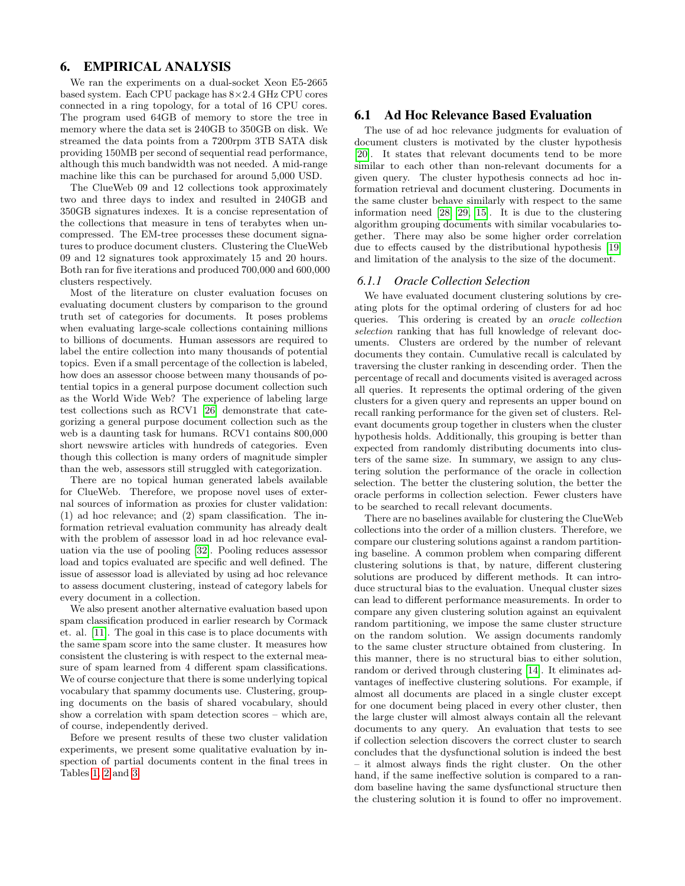# 6. EMPIRICAL ANALYSIS

We ran the experiments on a dual-socket Xeon E5-2665 based system. Each CPU package has 8×2.4 GHz CPU cores connected in a ring topology, for a total of 16 CPU cores. The program used 64GB of memory to store the tree in memory where the data set is 240GB to 350GB on disk. We streamed the data points from a 7200rpm 3TB SATA disk providing 150MB per second of sequential read performance, although this much bandwidth was not needed. A mid-range machine like this can be purchased for around 5,000 USD.

The ClueWeb 09 and 12 collections took approximately two and three days to index and resulted in 240GB and 350GB signatures indexes. It is a concise representation of the collections that measure in tens of terabytes when uncompressed. The EM-tree processes these document signatures to produce document clusters. Clustering the ClueWeb 09 and 12 signatures took approximately 15 and 20 hours. Both ran for five iterations and produced 700,000 and 600,000 clusters respectively.

Most of the literature on cluster evaluation focuses on evaluating document clusters by comparison to the ground truth set of categories for documents. It poses problems when evaluating large-scale collections containing millions to billions of documents. Human assessors are required to label the entire collection into many thousands of potential topics. Even if a small percentage of the collection is labeled, how does an assessor choose between many thousands of potential topics in a general purpose document collection such as the World Wide Web? The experience of labeling large test collections such as RCV1 [26] demonstrate that categorizing a general purpose document collection such as the web is a daunting task for humans. RCV1 contains 800,000 short newswire articles with hundreds of categories. Even though this collection is many orders of magnitude simpler than the web, assessors still struggled with categorization.

There are no topical human generated labels available for ClueWeb. Therefore, we propose novel uses of external sources of information as proxies for cluster validation: (1) ad hoc relevance; and (2) spam classification. The information retrieval evaluation community has already dealt with the problem of assessor load in ad hoc relevance evaluation via the use of pooling [32]. Pooling reduces assessor load and topics evaluated are specific and well defined. The issue of assessor load is alleviated by using ad hoc relevance to assess document clustering, instead of category labels for every document in a collection.

We also present another alternative evaluation based upon spam classification produced in earlier research by Cormack et. al. [11]. The goal in this case is to place documents with the same spam score into the same cluster. It measures how consistent the clustering is with respect to the external measure of spam learned from 4 different spam classifications. We of course conjecture that there is some underlying topical vocabulary that spammy documents use. Clustering, grouping documents on the basis of shared vocabulary, should show a correlation with spam detection scores – which are, of course, independently derived.

Before we present results of these two cluster validation experiments, we present some qualitative evaluation by inspection of partial documents content in the final trees in Tables 1, 2 and 3.

## 6.1 Ad Hoc Relevance Based Evaluation

The use of ad hoc relevance judgments for evaluation of document clusters is motivated by the cluster hypothesis [20]. It states that relevant documents tend to be more similar to each other than non-relevant documents for a given query. The cluster hypothesis connects ad hoc information retrieval and document clustering. Documents in the same cluster behave similarly with respect to the same information need [28, 29, 15]. It is due to the clustering algorithm grouping documents with similar vocabularies together. There may also be some higher order correlation due to effects caused by the distributional hypothesis [19] and limitation of the analysis to the size of the document.

### 6.1.1 Oracle Collection Selection

We have evaluated document clustering solutions by creating plots for the optimal ordering of clusters for ad hoc queries. This ordering is created by an *oracle collection selection* ranking that has full knowledge of relevant documents. Clusters are ordered by the number of relevant documents they contain. Cumulative recall is calculated by traversing the cluster ranking in descending order. Then the percentage of recall and documents visited is averaged across all queries. It represents the optimal ordering of the given clusters for a given query and represents an upper bound on recall ranking performance for the given set of clusters. Relevant documents group together in clusters when the cluster hypothesis holds. Additionally, this grouping is better than expected from randomly distributing documents into clusters of the same size. In summary, we assign to any clustering solution the performance of the oracle in collection selection. The better the clustering solution, the better the oracle performs in collection selection. Fewer clusters have to be searched to recall relevant documents.

There are no baselines available for clustering the ClueWeb collections into the order of a million clusters. Therefore, we compare our clustering solutions against a random partitioning baseline. A common problem when comparing different clustering solutions is that, by nature, different clustering solutions are produced by different methods. It can introduce structural bias to the evaluation. Unequal cluster sizes can lead to different performance measurements. In order to compare any given clustering solution against an equivalent random partitioning, we impose the same cluster structure on the random solution. We assign documents randomly to the same cluster structure obtained from clustering. In this manner, there is no structural bias to either solution, random or derived through clustering [14]. It eliminates advantages of ineffective clustering solutions. For example, if almost all documents are placed in a single cluster except for one document being placed in every other cluster, then the large cluster will almost always contain all the relevant documents to any query. An evaluation that tests to see if collection selection discovers the correct cluster to search concludes that the dysfunctional solution is indeed the best – it almost always finds the right cluster. On the other hand, if the same ineffective solution is compared to a random baseline having the same dysfunctional structure then the clustering solution it is found to offer no improvement.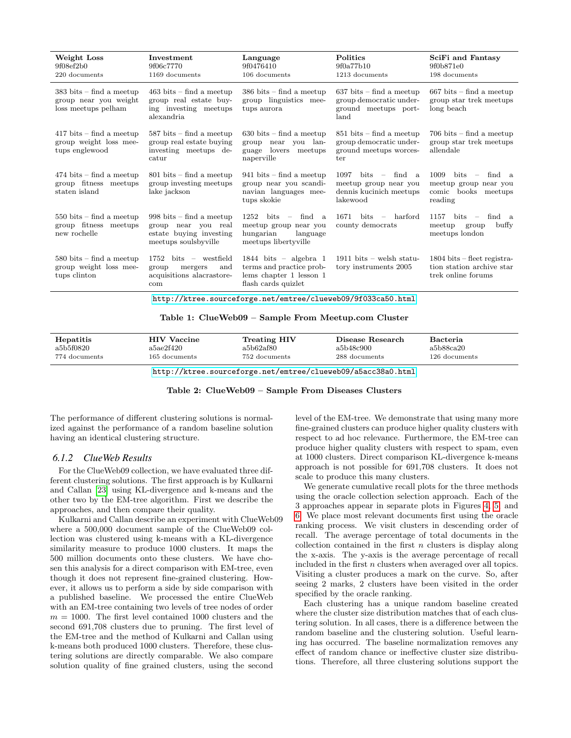| **Weight Loss** 9f08ef2b0 220 documents | **Investment** 9f06c7770 1169 documents | **Language** 9f0476410 106 documents | **Politics** 9f0a77b10 1213 documents | **SciFi and Fantasy** 9f0b871e0 198 documents |
|---|---|---|---|---|
| 383 bits – find a meetup group near you weight loss meetups pelham | 463 bits – find a meetup group real estate buying investing meetups alexandria | 386 bits – find a meetup group linguistics meetups aurora | 637 bits – find a meetup group democratic underground meetups portland | 667 bits – find a meetup group star trek meetups long beach |
| 417 bits – find a meetup group weight loss meetups englewood | 587 bits – find a meetup group real estate buying investing meetups decatur | 630 bits – find a meetup group near you language lovers meetups naperville | 851 bits – find a meetup group democratic underground meetups worcester | 706 bits – find a meetup group star trek meetups allendale |
| 474 bits – find a meetup group fitness meetups staten island | 801 bits – find a meetup group investing meetups lake jackson | 941 bits – find a meetup group near you scandinavian languages meetups skokie | 1097 bits – find a meetup group near you dennis kucinich meetups lakewood | 1009 bits – find a meetup group near you comic books meetups reading |
| 550 bits – find a meetup group fitness meetups new rochelle | 998 bits – find a meetup group near you real estate buying investing meetups soulsbyville | 1252 bits – find a meetup group near you hungarian language meetups libertyville | 1671 bits – harford county democrats | 1157 bits – find a meetup group buffy meetups london |
| 580 bits – find a meetup group weight loss meetups clinton | 1752 bits – westfield group mergers and acquisitions alacrastore-com | 1844 bits – algebra 1 terms and practice problems chapter 1 lesson 1 flash cards quizlet | 1911 bits – welsh statutory instruments 2005 | 1804 bits – fleet registration station archive star trek online forums |

http://ktree.sourceforge.net/emtree/clueweb09/9f033ca50.html

**Table 1: ClueWeb09 – Sample From Meetup.com Cluster**

| **Hepatitis** a5b5f0820 774 documents | **HIV Vaccine** a5ae2f420 165 documents | **Treating HIV** a5b62af80 752 documents | **Disease Research** a5b48c900 288 documents | **Bacteria** a5b88ca20 126 documents |
|---|---|---|---|---|

http://ktree.sourceforge.net/emtree/clueweb09/a5acc38a0.html

**Table 2: ClueWeb09 – Sample From Diseases Clusters**

The performance of different clustering solutions is normalized against the performance of a random baseline solution having an identical clustering structure.

### 6.1.2 *ClueWeb Results*

For the ClueWeb09 collection, we have evaluated three different clustering solutions. The first approach is by Kulkarni and Callan [23] using KL-divergence and k-means and the other two by the EM-tree algorithm. First we describe the approaches, and then compare their quality.

Kulkarni and Callan describe an experiment with ClueWeb09 where a 500,000 document sample of the ClueWeb09 collection was clustered using k-means with a KL-divergence similarity measure to produce 1000 clusters. It maps the 500 million documents onto these clusters. We have chosen this analysis for a direct comparison with EM-tree, even though it does not represent fine-grained clustering. However, it allows us to perform a side by side comparison with a published baseline. We processed the entire ClueWeb with an EM-tree containing two levels of tree nodes of order $m = 1000$. The first level contained 1000 clusters and the second 691,708 clusters due to pruning. The first level of the EM-tree and the method of Kulkarni and Callan using k-means both produced 1000 clusters. Therefore, these clustering solutions are directly comparable. We also compare solution quality of fine grained clusters, using the second level of the EM-tree. We demonstrate that using many more fine-grained clusters can produce higher quality clusters with respect to ad hoc relevance. Furthermore, the EM-tree can produce higher quality clusters with respect to spam, even at 1000 clusters. Direct comparison KL-divergence k-means approach is not possible for 691,708 clusters. It does not scale to produce this many clusters.

We generate cumulative recall plots for the three methods using the oracle collection selection approach. Each of the 3 approaches appear in separate plots in Figures 4, 5, and 6. We place most relevant documents first using the oracle ranking process. We visit clusters in descending order of recall. The average percentage of total documents in the collection contained in the first $n$ clusters is display along the x-axis. The y-axis is the average percentage of recall included in the first $n$ clusters when averaged over all topics. Visiting a cluster produces a mark on the curve. So, after seeing 2 marks, 2 clusters have been visited in the order specified by the oracle ranking.

Each clustering has a unique random baseline created where the cluster size distribution matches that of each clustering solution. In all cases, there is a difference between the random baseline and the clustering solution. Useful learning has occurred. The baseline normalization removes any effect of random chance or ineffective cluster size distributions. Therefore, all three clustering solutions support the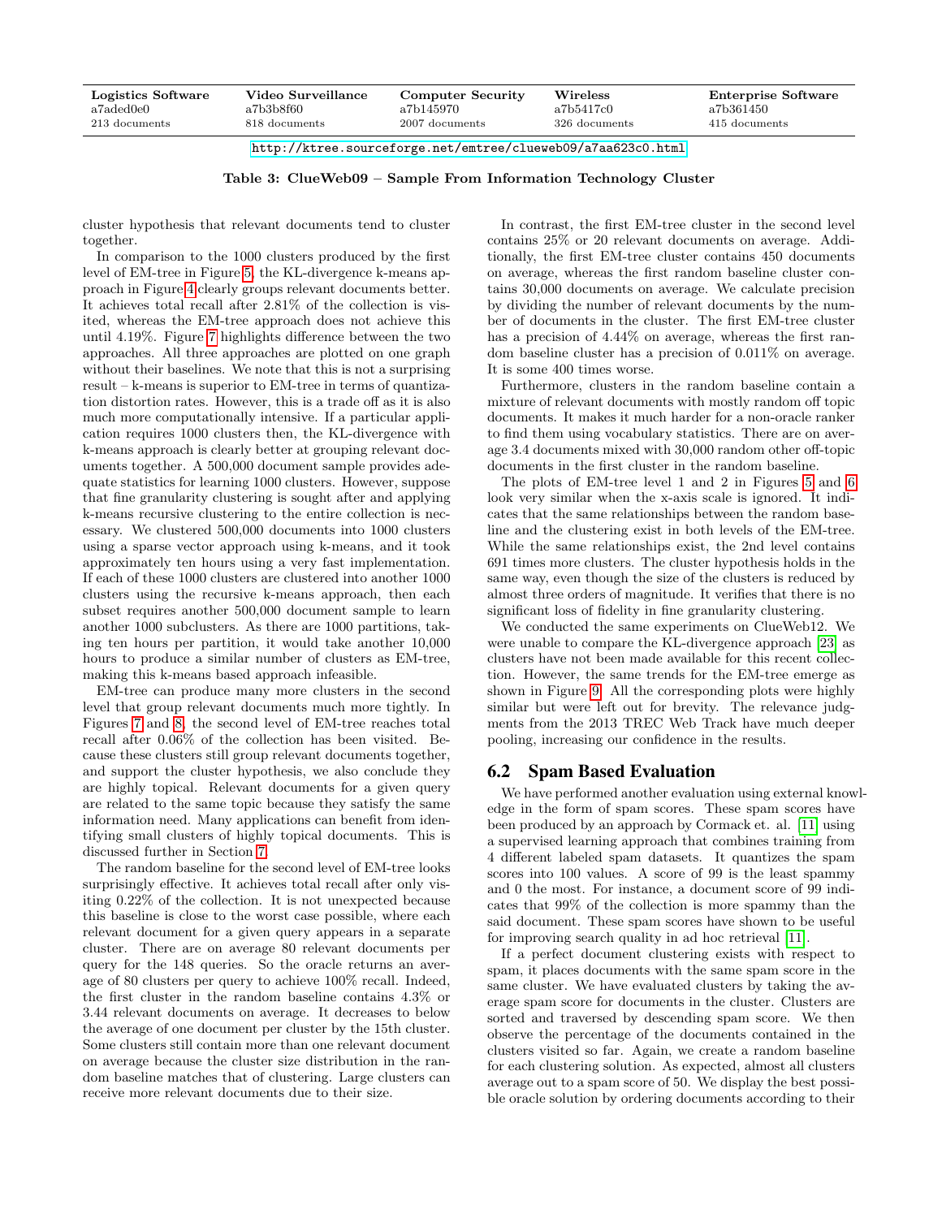| Logistics Software | Video Surveillance | Computer Security | Wireless | Enterprise Software |
|---|---|---|---|---|
| a7aded0e0 | a7b3b8f60 | a7b145970 | a7b5417c0 | a7b361450 |
| 213 documents | 818 documents | 2007 documents | 326 documents | 415 documents |

http://ktree.sourceforge.net/emtree/clueweb09/a7aa623c0.html

**Table 3: ClueWeb09 – Sample From Information Technology Cluster**

cluster hypothesis that relevant documents tend to cluster together.

In comparison to the 1000 clusters produced by the first level of EM-tree in Figure 5, the KL-divergence k-means approach in Figure 4 clearly groups relevant documents better. It achieves total recall after 2.81% of the collection is visited, whereas the EM-tree approach does not achieve this until 4.19%. Figure 7 highlights difference between the two approaches. All three approaches are plotted on one graph without their baselines. We note that this is not a surprising result – k-means is superior to EM-tree in terms of quantization distortion rates. However, this is a trade off as it is also much more computationally intensive. If a particular application requires 1000 clusters then, the KL-divergence with k-means approach is clearly better at grouping relevant documents together. A 500,000 document sample provides adequate statistics for learning 1000 clusters. However, suppose that fine granularity clustering is sought after and applying k-means recursive clustering to the entire collection is necessary. We clustered 500,000 documents into 1000 clusters using a sparse vector approach using k-means, and it took approximately ten hours using a very fast implementation. If each of these 1000 clusters are clustered into another 1000 clusters using the recursive k-means approach, then each subset requires another 500,000 document sample to learn another 1000 subclusters. As there are 1000 partitions, taking ten hours per partition, it would take another 10,000 hours to produce a similar number of clusters as EM-tree, making this k-means based approach infeasible.

EM-tree can produce many more clusters in the second level that group relevant documents much more tightly. In Figures 7 and 8, the second level of EM-tree reaches total recall after 0.06% of the collection has been visited. Because these clusters still group relevant documents together, and support the cluster hypothesis, we also conclude they are highly topical. Relevant documents for a given query are related to the same topic because they satisfy the same information need. Many applications can benefit from identifying small clusters of highly topical documents. This is discussed further in Section 7.

The random baseline for the second level of EM-tree looks surprisingly effective. It achieves total recall after only visiting 0.22% of the collection. It is not unexpected because this baseline is close to the worst case possible, where each relevant document for a given query appears in a separate cluster. There are on average 80 relevant documents per query for the 148 queries. So the oracle returns an average of 80 clusters per query to achieve 100% recall. Indeed, the first cluster in the random baseline contains 4.3% or 3.44 relevant documents on average. It decreases to below the average of one document per cluster by the 15th cluster. Some clusters still contain more than one relevant document on average because the cluster size distribution in the random baseline matches that of clustering. Large clusters can receive more relevant documents due to their size.

In contrast, the first EM-tree cluster in the second level contains 25% or 20 relevant documents on average. Additionally, the first EM-tree cluster contains 450 documents on average, whereas the first random baseline cluster contains 30,000 documents on average. We calculate precision by dividing the number of relevant documents by the number of documents in the cluster. The first EM-tree cluster has a precision of 4.44% on average, whereas the first random baseline cluster has a precision of 0.011% on average. It is some 400 times worse.

Furthermore, clusters in the random baseline contain a mixture of relevant documents with mostly random off topic documents. It makes it much harder for a non-oracle ranker to find them using vocabulary statistics. There are on average 3.4 documents mixed with 30,000 random other off-topic documents in the first cluster in the random baseline.

The plots of EM-tree level 1 and 2 in Figures 5 and 6 look very similar when the x-axis scale is ignored. It indicates that the same relationships between the random baseline and the clustering exist in both levels of the EM-tree. While the same relationships exist, the 2nd level contains 691 times more clusters. The cluster hypothesis holds in the same way, even though the size of the clusters is reduced by almost three orders of magnitude. It verifies that there is no significant loss of fidelity in fine granularity clustering.

We conducted the same experiments on ClueWeb12. We were unable to compare the KL-divergence approach [23] as clusters have not been made available for this recent collection. However, the same trends for the EM-tree emerge as shown in Figure 9. All the corresponding plots were highly similar but were left out for brevity. The relevance judgments from the 2013 TREC Web Track have much deeper pooling, increasing our confidence in the results.

## 6.2 Spam Based Evaluation

We have performed another evaluation using external knowledge in the form of spam scores. These spam scores have been produced by an approach by Cormack et. al. [11] using a supervised learning approach that combines training from 4 different labeled spam datasets. It quantizes the spam scores into 100 values. A score of 99 is the least spammy and 0 the most. For instance, a document score of 99 indicates that 99% of the collection is more spammy than the said document. These spam scores have shown to be useful for improving search quality in ad hoc retrieval [11].

If a perfect document clustering exists with respect to spam, it places documents with the same spam score in the same cluster. We have evaluated clusters by taking the average spam score for documents in the cluster. Clusters are sorted and traversed by descending spam score. We then observe the percentage of the documents contained in the clusters visited so far. Again, we create a random baseline for each clustering solution. As expected, almost all clusters average out to a spam score of 50. We display the best possible oracle solution by ordering documents according to their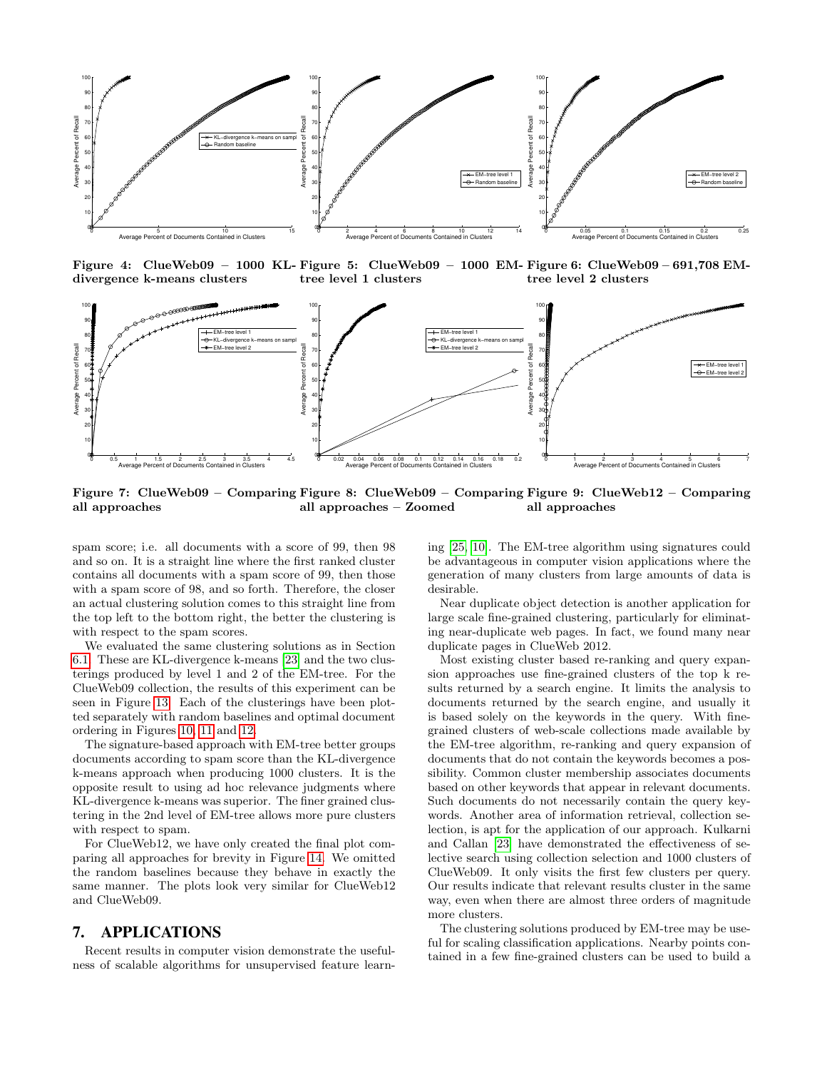Figure 4: ClueWeb09 – 1000 KL-divergence k-means clusters

Figure 5: ClueWeb09 – 1000 EM-tree level 1 clusters

Figure 6: ClueWeb09 – 691,708 EM-tree level 2 clusters

Figure 7: ClueWeb09 – Comparing all approaches

Figure 8: ClueWeb09 – Comparing all approaches – Zoomed

Figure 9: ClueWeb12 – Comparing all approaches

spam score; i.e. all documents with a score of 99, then 98 and so on. It is a straight line where the first ranked cluster contains all documents with a spam score of 99, then those with a spam score of 98, and so forth. Therefore, the closer an actual clustering solution comes to this straight line from the top left to the bottom right, the better the clustering is with respect to the spam scores.

We evaluated the same clustering solutions as in Section 6.1. These are KL-divergence k-means [23] and the two clusterings produced by level 1 and 2 of the EM-tree. For the ClueWeb09 collection, the results of this experiment can be seen in Figure 13. Each of the clusterings have been plotted separately with random baselines and optimal document ordering in Figures 10, 11 and 12.

The signature-based approach with EM-tree better groups documents according to spam score than the KL-divergence k-means approach when producing 1000 clusters. It is the opposite result to using ad hoc relevance judgments where KL-divergence k-means was superior. The finer grained clustering in the 2nd level of EM-tree allows more pure clusters with respect to spam.

For ClueWeb12, we have only created the final plot comparing all approaches for brevity in Figure 14. We omitted the random baselines because they behave in exactly the same manner. The plots look very similar for ClueWeb12 and ClueWeb09.

## 7. APPLICATIONS

Recent results in computer vision demonstrate the usefulness of scalable algorithms for unsupervised feature learning [25, 10]. The EM-tree algorithm using signatures could be advantageous in computer vision applications where the generation of many clusters from large amounts of data is desirable.

Near duplicate object detection is another application for large scale fine-grained clustering, particularly for eliminating near-duplicate web pages. In fact, we found many near duplicate pages in ClueWeb 2012.

Most existing cluster based re-ranking and query expansion approaches use fine-grained clusters of the top k results returned by a search engine. It limits the analysis to documents returned by the search engine, and usually it is based solely on the keywords in the query. With fine-grained clusters of web-scale collections made available by the EM-tree algorithm, re-ranking and query expansion of documents that do not contain the keywords becomes a possibility. Common cluster membership associates documents based on other keywords that appear in relevant documents. Such documents do not necessarily contain the query keywords. Another area of information retrieval, collection selection, is apt for the application of our approach. Kulkarni and Callan [23] have demonstrated the effectiveness of selective search using collection selection and 1000 clusters of ClueWeb09. It only visits the first few clusters per query. Our results indicate that relevant results cluster in the same way, even when there are almost three orders of magnitude more clusters.

The clustering solutions produced by EM-tree may be useful for scaling classification applications. Nearby points contained in a few fine-grained clusters can be used to build a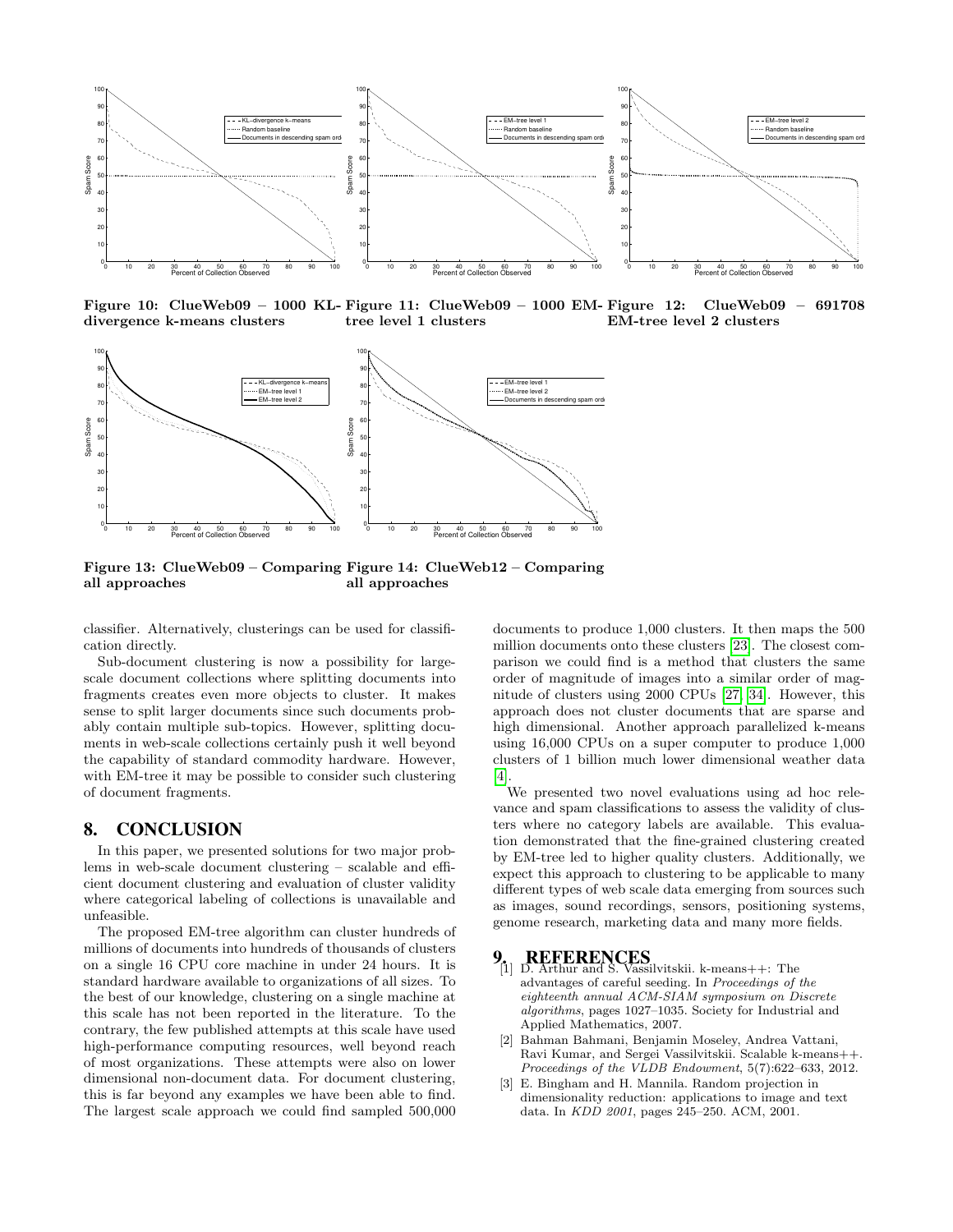Figure 10: ClueWeb09 – 1000 KL-divergence k-means clusters

Figure 11: ClueWeb09 – 1000 EM-tree level 1 clusters

Figure 12: ClueWeb09 – 691708 EM-tree level 2 clusters

Figure 13: ClueWeb09 – Comparing all approaches

Figure 14: ClueWeb12 – Comparing all approaches

classifier. Alternatively, clusterings can be used for classification directly.

Sub-document clustering is now a possibility for large-scale document collections where splitting documents into fragments creates even more objects to cluster. It makes sense to split larger documents since such documents probably contain multiple sub-topics. However, splitting documents in web-scale collections certainly push it well beyond the capability of standard commodity hardware. However, with EM-tree it may be possible to consider such clustering of document fragments.

## 8. CONCLUSION

In this paper, we presented solutions for two major problems in web-scale document clustering – scalable and efficient document clustering and evaluation of cluster validity where categorical labeling of collections is unavailable and unfeasible.

The proposed EM-tree algorithm can cluster hundreds of millions of documents into hundreds of thousands of clusters on a single 16 CPU core machine in under 24 hours. It is standard hardware available to organizations of all sizes. To the best of our knowledge, clustering on a single machine at this scale has not been reported in the literature. To the contrary, the few published attempts at this scale have used high-performance computing resources, well beyond reach of most organizations. These attempts were also on lower dimensional non-document data. For document clustering, this is far beyond any examples we have been able to find. The largest scale approach we could find sampled 500,000 documents to produce 1,000 clusters. It then maps the 500 million documents onto these clusters [23]. The closest comparison we could find is a method that clusters the same order of magnitude of images into a similar order of magnitude of clusters using 2000 CPUs [27, 34]. However, this approach does not cluster documents that are sparse and high dimensional. Another approach parallelized k-means using 16,000 CPUs on a super computer to produce 1,000 clusters of 1 billion much lower dimensional weather data [4].

We presented two novel evaluations using ad hoc relevance and spam classifications to assess the validity of clusters where no category labels are available. This evaluation demonstrated that the fine-grained clustering created by EM-tree led to higher quality clusters. Additionally, we expect this approach to clustering to be applicable to many different types of web scale data emerging from sources such as images, sound recordings, sensors, positioning systems, genome research, marketing data and many more fields.

## 9. REFERENCES

[1] D. Arthur and S. Vassilvitskii. k-means++: The advantages of careful seeding. In *Proceedings of the eighteenth annual ACM-SIAM symposium on Discrete algorithms*, pages 1027–1035. Society for Industrial and Applied Mathematics, 2007.

[2] Bahman Bahmani, Benjamin Moseley, Andrea Vattani, Ravi Kumar, and Sergei Vassilvitskii. Scalable k-means++. *Proceedings of the VLDB Endowment*, 5(7):622–633, 2012.

[3] E. Bingham and H. Mannila. Random projection in dimensionality reduction: applications to image and text data. In *KDD 2001*, pages 245–250. ACM, 2001.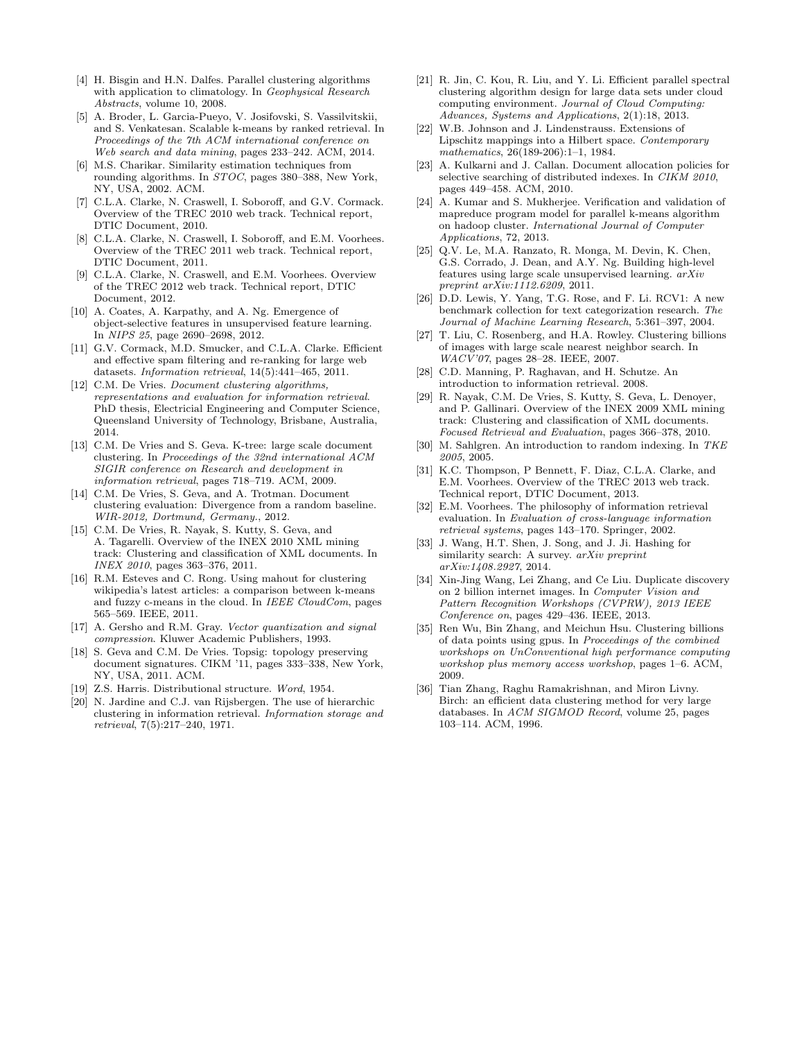[4] H. Bisgin and H.N. Dalfes. Parallel clustering algorithms with application to climatology. In *Geophysical Research Abstracts*, volume 10, 2008.

[5] A. Broder, L. Garcia-Pueyo, V. Josifovski, S. Vassilvitskii, and S. Venkatesan. Scalable k-means by ranked retrieval. In *Proceedings of the 7th ACM international conference on Web search and data mining*, pages 233–242. ACM, 2014.

[6] M.S. Charikar. Similarity estimation techniques from rounding algorithms. In *STOC*, pages 380–388, New York, NY, USA, 2002. ACM.

[7] C.L.A. Clarke, N. Craswell, I. Soboroff, and G.V. Cormack. Overview of the TREC 2010 web track. Technical report, DTIC Document, 2010.

[8] C.L.A. Clarke, N. Craswell, I. Soboroff, and E.M. Voorhees. Overview of the TREC 2011 web track. Technical report, DTIC Document, 2011.

[9] C.L.A. Clarke, N. Craswell, and E.M. Voorhees. Overview of the TREC 2012 web track. Technical report, DTIC Document, 2012.

[10] A. Coates, A. Karpathy, and A. Ng. Emergence of object-selective features in unsupervised feature learning. In *NIPS 25*, page 2690–2698, 2012.

[11] G.V. Cormack, M.D. Smucker, and C.L.A. Clarke. Efficient and effective spam filtering and re-ranking for large web datasets. *Information retrieval*, 14(5):441–465, 2011.

[12] C.M. De Vries. *Document clustering algorithms, representations and evaluation for information retrieval*. PhD thesis, Electricial Engineering and Computer Science, Queensland University of Technology, Brisbane, Australia, 2014.

[13] C.M. De Vries and S. Geva. K-tree: large scale document clustering. In *Proceedings of the 32nd international ACM SIGIR conference on Research and development in information retrieval*, pages 718–719. ACM, 2009.

[14] C.M. De Vries, S. Geva, and A. Trotman. Document clustering evaluation: Divergence from a random baseline. *WIR-2012, Dortmund, Germany.*, 2012.

[15] C.M. De Vries, R. Nayak, S. Kutty, S. Geva, and A. Tagarelli. Overview of the INEX 2010 XML mining track: Clustering and classification of XML documents. In *INEX 2010*, pages 363–376, 2011.

[16] R.M. Esteves and C. Rong. Using mahout for clustering wikipedia's latest articles: a comparison between k-means and fuzzy c-means in the cloud. In *IEEE CloudCom*, pages 565–569. IEEE, 2011.

[17] A. Gersho and R.M. Gray. *Vector quantization and signal compression*. Kluwer Academic Publishers, 1993.

[18] S. Geva and C.M. De Vries. Topsig: topology preserving document signatures. CIKM '11, pages 333–338, New York, NY, USA, 2011. ACM.

[19] Z.S. Harris. Distributional structure. *Word*, 1954.

[20] N. Jardine and C.J. van Rijsbergen. The use of hierarchic clustering in information retrieval. *Information storage and retrieval*, 7(5):217–240, 1971.

[21] R. Jin, C. Kou, R. Liu, and Y. Li. Efficient parallel spectral clustering algorithm design for large data sets under cloud computing environment. *Journal of Cloud Computing: Advances, Systems and Applications*, 2(1):18, 2013.

[22] W.B. Johnson and J. Lindenstrauss. Extensions of Lipschitz mappings into a Hilbert space. *Contemporary mathematics*, 26(189-206):1–1, 1984.

[23] A. Kulkarni and J. Callan. Document allocation policies for selective searching of distributed indexes. In *CIKM 2010*, pages 449–458. ACM, 2010.

[24] A. Kumar and S. Mukherjee. Verification and validation of mapreduce program model for parallel k-means algorithm on hadoop cluster. *International Journal of Computer Applications*, 72, 2013.

[25] Q.V. Le, M.A. Ranzato, R. Monga, M. Devin, K. Chen, G.S. Corrado, J. Dean, and A.Y. Ng. Building high-level features using large scale unsupervised learning. *arXiv preprint arXiv:1112.6209*, 2011.

[26] D.D. Lewis, Y. Yang, T.G. Rose, and F. Li. RCV1: A new benchmark collection for text categorization research. *The Journal of Machine Learning Research*, 5:361–397, 2004.

[27] T. Liu, C. Rosenberg, and H.A. Rowley. Clustering billions of images with large scale nearest neighbor search. In *WACV'07*, pages 28–28. IEEE, 2007.

[28] C.D. Manning, P. Raghavan, and H. Schutze. An introduction to information retrieval. 2008.

[29] R. Nayak, C.M. De Vries, S. Kutty, S. Geva, L. Denoyer, and P. Gallinari. Overview of the INEX 2009 XML mining track: Clustering and classification of XML documents. *Focused Retrieval and Evaluation*, pages 366–378, 2010.

[30] M. Sahlgren. An introduction to random indexing. In *TKE 2005*, 2005.

[31] K.C. Thompson, P Bennett, F. Diaz, C.L.A. Clarke, and E.M. Voorhees. Overview of the TREC 2013 web track. Technical report, DTIC Document, 2013.

[32] E.M. Voorhees. The philosophy of information retrieval evaluation. In *Evaluation of cross-language information retrieval systems*, pages 143–170. Springer, 2002.

[33] J. Wang, H.T. Shen, J. Song, and J. Ji. Hashing for similarity search: A survey. *arXiv preprint arXiv:1408.2927*, 2014.

[34] Xin-Jing Wang, Lei Zhang, and Ce Liu. Duplicate discovery on 2 billion internet images. In *Computer Vision and Pattern Recognition Workshops (CVPRW), 2013 IEEE Conference on*, pages 429–436. IEEE, 2013.

[35] Ren Wu, Bin Zhang, and Meichun Hsu. Clustering billions of data points using gpus. In *Proceedings of the combined workshops on UnConventional high performance computing workshop plus memory access workshop*, pages 1–6. ACM, 2009.

[36] Tian Zhang, Raghu Ramakrishnan, and Miron Livny. Birch: an efficient data clustering method for very large databases. In *ACM SIGMOD Record*, volume 25, pages 103–114. ACM, 1996.